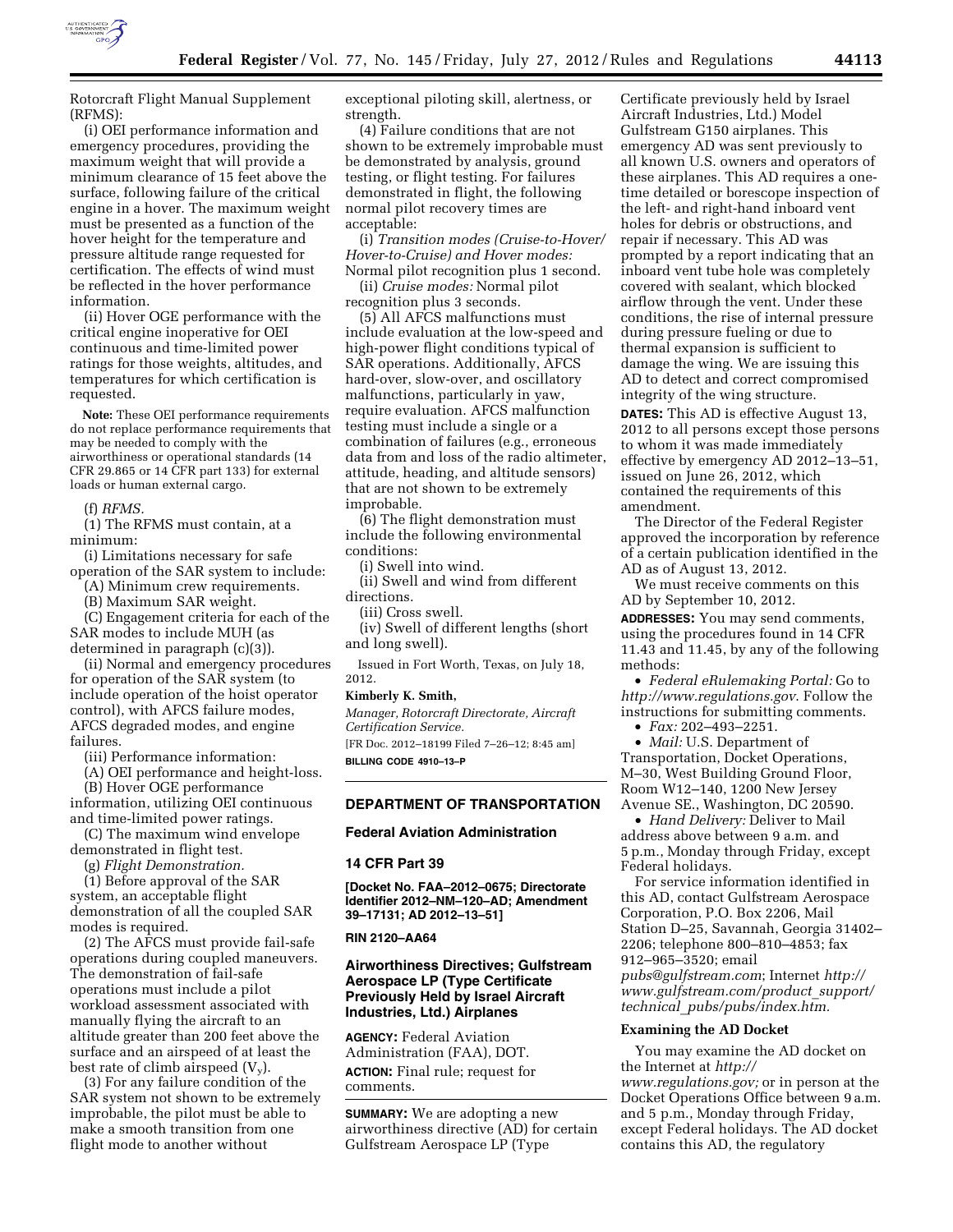Rotorcraft Flight Manual Supplement (RFMS):

(i) OEI performance information and emergency procedures, providing the maximum weight that will provide a minimum clearance of 15 feet above the surface, following failure of the critical engine in a hover. The maximum weight must be presented as a function of the hover height for the temperature and pressure altitude range requested for certification. The effects of wind must be reflected in the hover performance information.

(ii) Hover OGE performance with the critical engine inoperative for OEI continuous and time-limited power ratings for those weights, altitudes, and temperatures for which certification is requested.

**Note:** These OEI performance requirements do not replace performance requirements that may be needed to comply with the airworthiness or operational standards (14 CFR 29.865 or 14 CFR part 133) for external loads or human external cargo.

(f) *RFMS.*

(1) The RFMS must contain, at a minimum:

(i) Limitations necessary for safe operation of the SAR system to include:

(A) Minimum crew requirements.

(B) Maximum SAR weight.

(C) Engagement criteria for each of the SAR modes to include MUH (as determined in paragraph (c)(3)).

(ii) Normal and emergency procedures for operation of the SAR system (to include operation of the hoist operator control), with AFCS failure modes, AFCS degraded modes, and engine failures.

(iii) Performance information:

(A) OEI performance and height-loss.

(B) Hover OGE performance information, utilizing OEI continuous and time-limited power ratings.

(C) The maximum wind envelope demonstrated in flight test.

(g) *Flight Demonstration.*

(1) Before approval of the SAR system, an acceptable flight demonstration of all the coupled SAR modes is required.

(2) The AFCS must provide fail-safe operations during coupled maneuvers. The demonstration of fail-safe operations must include a pilot workload assessment associated with manually flying the aircraft to an altitude greater than 200 feet above the surface and an airspeed of at least the best rate of climb airspeed ($V_y$).

(3) For any failure condition of the SAR system not shown to be extremely improbable, the pilot must be able to make a smooth transition from one flight mode to another without exceptional piloting skill, alertness, or strength.

(4) Failure conditions that are not shown to be extremely improbable must be demonstrated by analysis, ground testing, or flight testing. For failures demonstrated in flight, the following normal pilot recovery times are acceptable:

(i) *Transition modes (Cruise-to-Hover/Hover-to-Cruise) and Hover modes:* Normal pilot recognition plus 1 second.

(ii) *Cruise modes:* Normal pilot recognition plus 3 seconds.

(5) All AFCS malfunctions must include evaluation at the low-speed and high-power flight conditions typical of SAR operations. Additionally, AFCS hard-over, slow-over, and oscillatory malfunctions, particularly in yaw, require evaluation. AFCS malfunction testing must include a single or a combination of failures (e.g., erroneous data from and loss of the radio altimeter, attitude, heading, and altitude sensors) that are not shown to be extremely improbable.

(6) The flight demonstration must include the following environmental conditions:

(i) Swell into wind.

(ii) Swell and wind from different directions.

(iii) Cross swell.

(iv) Swell of different lengths (short and long swell).

Issued in Fort Worth, Texas, on July 18, 2012.

**Kimberly K. Smith,**

*Manager, Rotorcraft Directorate, Aircraft Certification Service.*

[FR Doc. 2012–18199 Filed 7–26–12; 8:45 am]

**BILLING CODE 4910–13–P**

## DEPARTMENT OF TRANSPORTATION

### Federal Aviation Administration

### 14 CFR Part 39

**[Docket No. FAA–2012–0675; Directorate Identifier 2012–NM–120–AD; Amendment 39–17131; AD 2012–13–51]**

**RIN 2120–AA64**

## Airworthiness Directives; Gulfstream Aerospace LP (Type Certificate Previously Held by Israel Aircraft Industries, Ltd.) Airplanes

**AGENCY:** Federal Aviation Administration (FAA), DOT.

**ACTION:** Final rule; request for comments.

**SUMMARY:** We are adopting a new airworthiness directive (AD) for certain Gulfstream Aerospace LP (Type Certificate previously held by Israel Aircraft Industries, Ltd.) Model Gulfstream G150 airplanes. This emergency AD was sent previously to all known U.S. owners and operators of these airplanes. This AD requires a one-time detailed or borescope inspection of the left- and right-hand inboard vent holes for debris or obstructions, and repair if necessary. This AD was prompted by a report indicating that an inboard vent tube hole was completely covered with sealant, which blocked airflow through the vent. Under these conditions, the rise of internal pressure during pressure fueling or due to thermal expansion is sufficient to damage the wing. We are issuing this AD to detect and correct compromised integrity of the wing structure.

**DATES:** This AD is effective August 13, 2012 to all persons except those persons to whom it was made immediately effective by emergency AD 2012–13–51, issued on June 26, 2012, which contained the requirements of this amendment.

The Director of the Federal Register approved the incorporation by reference of a certain publication identified in the AD as of August 13, 2012.

We must receive comments on this AD by September 10, 2012.

**ADDRESSES:** You may send comments, using the procedures found in 14 CFR 11.43 and 11.45, by any of the following methods:

- *Federal eRulemaking Portal:* Go to *http://www.regulations.gov*. Follow the instructions for submitting comments.
- *Fax:* 202–493–2251.
- *Mail:* U.S. Department of Transportation, Docket Operations, M–30, West Building Ground Floor, Room W12–140, 1200 New Jersey Avenue SE., Washington, DC 20590.
- *Hand Delivery:* Deliver to Mail address above between 9 a.m. and 5 p.m., Monday through Friday, except Federal holidays.

For service information identified in this AD, contact Gulfstream Aerospace Corporation, P.O. Box 2206, Mail Station D–25, Savannah, Georgia 31402–2206; telephone 800–810–4853; fax 912–965–3520; email *pubs@gulfstream.com*; Internet *http://www.gulfstream.com/product_support/technical_pubs/pubs/index.htm*.

### Examining the AD Docket

You may examine the AD docket on the Internet at *http://www.regulations.gov;* or in person at the Docket Operations Office between 9 a.m. and 5 p.m., Monday through Friday, except Federal holidays. The AD docket contains this AD, the regulatory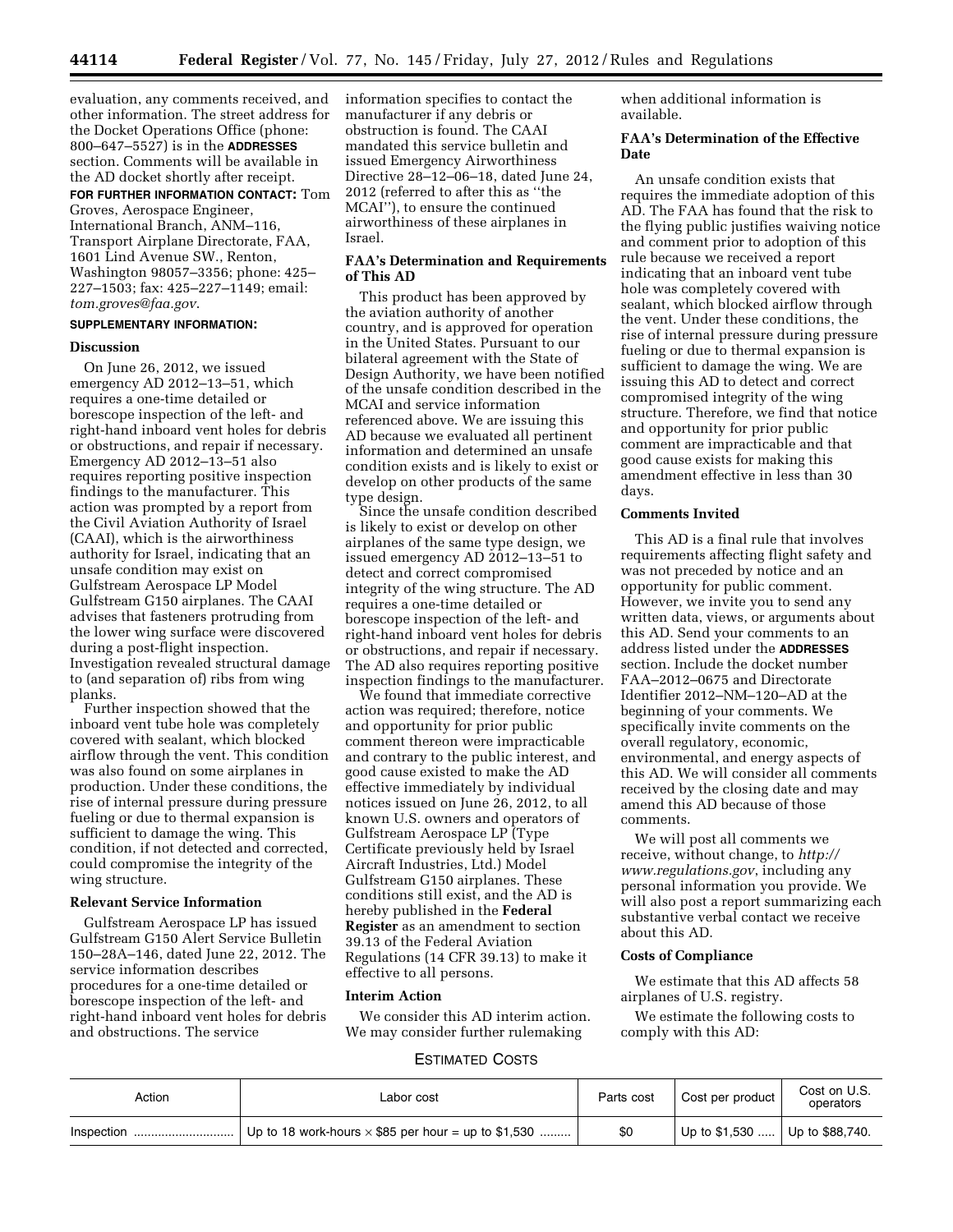evaluation, any comments received, and other information. The street address for the Docket Operations Office (phone: 800–647–5527) is in the **ADDRESSES** section. Comments will be available in the AD docket shortly after receipt.

**FOR FURTHER INFORMATION CONTACT:** Tom Groves, Aerospace Engineer, International Branch, ANM–116, Transport Airplane Directorate, FAA, 1601 Lind Avenue SW., Renton, Washington 98057–3356; phone: 425–227–1503; fax: 425–227–1149; email: *tom.groves@faa.gov*.

**SUPPLEMENTARY INFORMATION:**

### Discussion

On June 26, 2012, we issued emergency AD 2012–13–51, which requires a one-time detailed or borescope inspection of the left- and right-hand inboard vent holes for debris or obstructions, and repair if necessary. Emergency AD 2012–13–51 also requires reporting positive inspection findings to the manufacturer. This action was prompted by a report from the Civil Aviation Authority of Israel (CAAI), which is the airworthiness authority for Israel, indicating that an unsafe condition may exist on Gulfstream Aerospace LP Model Gulfstream G150 airplanes. The CAAI advises that fasteners protruding from the lower wing surface were discovered during a post-flight inspection. Investigation revealed structural damage to (and separation of) ribs from wing planks.

Further inspection showed that the inboard vent tube hole was completely covered with sealant, which blocked airflow through the vent. This condition was also found on some airplanes in production. Under these conditions, the rise of internal pressure during pressure fueling or due to thermal expansion is sufficient to damage the wing. This condition, if not detected and corrected, could compromise the integrity of the wing structure.

### Relevant Service Information

Gulfstream Aerospace LP has issued Gulfstream G150 Alert Service Bulletin 150–28A–146, dated June 22, 2012. The service information describes procedures for a one-time detailed or borescope inspection of the left- and right-hand inboard vent holes for debris and obstructions. The service information specifies to contact the manufacturer if any debris or obstruction is found. The CAAI mandated this service bulletin and issued Emergency Airworthiness Directive 28–12–06–18, dated June 24, 2012 (referred to after this as "the MCAI"), to ensure the continued airworthiness of these airplanes in Israel.

### FAA's Determination and Requirements of This AD

This product has been approved by the aviation authority of another country, and is approved for operation in the United States. Pursuant to our bilateral agreement with the State of Design Authority, we have been notified of the unsafe condition described in the MCAI and service information referenced above. We are issuing this AD because we evaluated all pertinent information and determined an unsafe condition exists and is likely to exist or develop on other products of the same type design.

Since the unsafe condition described is likely to exist or develop on other airplanes of the same type design, we issued emergency AD 2012–13–51 to detect and correct compromised integrity of the wing structure. The AD requires a one-time detailed or borescope inspection of the left- and right-hand inboard vent holes for debris or obstructions, and repair if necessary. The AD also requires reporting positive inspection findings to the manufacturer.

We found that immediate corrective action was required; therefore, notice and opportunity for prior public comment thereon were impracticable and contrary to the public interest, and good cause existed to make the AD effective immediately by individual notices issued on June 26, 2012, to all known U.S. owners and operators of Gulfstream Aerospace LP (Type Certificate previously held by Israel Aircraft Industries, Ltd.) Model Gulfstream G150 airplanes. These conditions still exist, and the AD is hereby published in the **Federal Register** as an amendment to section 39.13 of the Federal Aviation Regulations (14 CFR 39.13) to make it effective to all persons.

### Interim Action

We consider this AD interim action. We may consider further rulemaking when additional information is available.

### FAA's Determination of the Effective Date

An unsafe condition exists that requires the immediate adoption of this AD. The FAA has found that the risk to the flying public justifies waiving notice and comment prior to adoption of this rule because we received a report indicating that an inboard vent tube hole was completely covered with sealant, which blocked airflow through the vent. Under these conditions, the rise of internal pressure during pressure fueling or due to thermal expansion is sufficient to damage the wing. We are issuing this AD to detect and correct compromised integrity of the wing structure. Therefore, we find that notice and opportunity for prior public comment are impracticable and that good cause exists for making this amendment effective in less than 30 days.

### Comments Invited

This AD is a final rule that involves requirements affecting flight safety and was not preceded by notice and an opportunity for public comment. However, we invite you to send any written data, views, or arguments about this AD. Send your comments to an address listed under the **ADDRESSES** section. Include the docket number FAA–2012–0675 and Directorate Identifier 2012–NM–120–AD at the beginning of your comments. We specifically invite comments on the overall regulatory, economic, environmental, and energy aspects of this AD. We will consider all comments received by the closing date and may amend this AD because of those comments.

We will post all comments we receive, without change, to *http://www.regulations.gov*, including any personal information you provide. We will also post a report summarizing each substantive verbal contact we receive about this AD.

### Costs of Compliance

We estimate that this AD affects 58 airplanes of U.S. registry.

We estimate the following costs to comply with this AD:

ESTIMATED COSTS

| Action | Labor cost | Parts cost | Cost per product | Cost on U.S. operators |
|---|---|---|---|---|
| Inspection | Up to 18 work-hours × $85 per hour = up to $1,530 | $0 | Up to $1,530 | Up to $88,740. |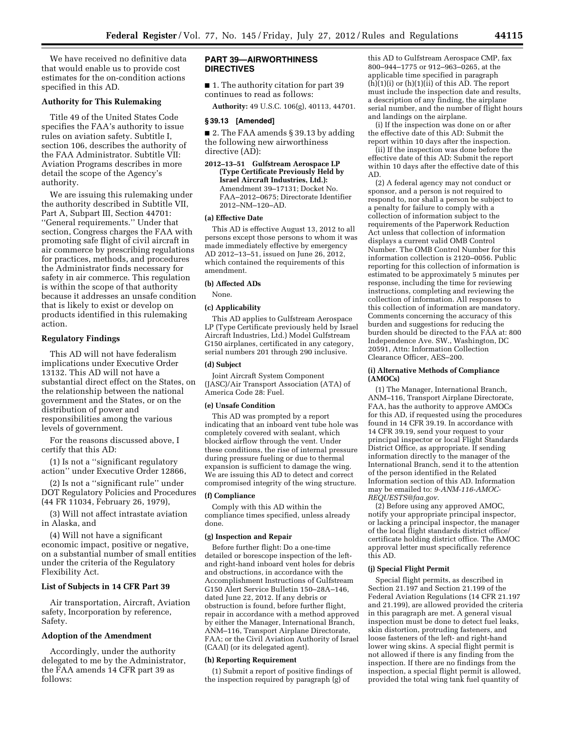We have received no definitive data that would enable us to provide cost estimates for the on-condition actions specified in this AD.

## Authority for This Rulemaking

Title 49 of the United States Code specifies the FAA's authority to issue rules on aviation safety. Subtitle I, section 106, describes the authority of the FAA Administrator. Subtitle VII: Aviation Programs describes in more detail the scope of the Agency's authority.

We are issuing this rulemaking under the authority described in Subtitle VII, Part A, Subpart III, Section 44701: ''General requirements.'' Under that section, Congress charges the FAA with promoting safe flight of civil aircraft in air commerce by prescribing regulations for practices, methods, and procedures the Administrator finds necessary for safety in air commerce. This regulation is within the scope of that authority because it addresses an unsafe condition that is likely to exist or develop on products identified in this rulemaking action.

## Regulatory Findings

This AD will not have federalism implications under Executive Order 13132. This AD will not have a substantial direct effect on the States, on the relationship between the national government and the States, or on the distribution of power and responsibilities among the various levels of government.

For the reasons discussed above, I certify that this AD:

(1) Is not a ''significant regulatory action'' under Executive Order 12866,

(2) Is not a ''significant rule'' under DOT Regulatory Policies and Procedures (44 FR 11034, February 26, 1979),

(3) Will not affect intrastate aviation in Alaska, and

(4) Will not have a significant economic impact, positive or negative, on a substantial number of small entities under the criteria of the Regulatory Flexibility Act.

## List of Subjects in 14 CFR Part 39

Air transportation, Aircraft, Aviation safety, Incorporation by reference, Safety.

## Adoption of the Amendment

Accordingly, under the authority delegated to me by the Administrator, the FAA amends 14 CFR part 39 as follows:

## PART 39—AIRWORTHINESS DIRECTIVES

■ 1. The authority citation for part 39 continues to read as follows:

**Authority:** 49 U.S.C. 106(g), 40113, 44701.

### § 39.13 [Amended]

■ 2. The FAA amends § 39.13 by adding the following new airworthiness directive (AD):

**2012–13–51 Gulfstream Aerospace LP (Type Certificate Previously Held by Israel Aircraft Industries, Ltd.):** Amendment 39–17131; Docket No. FAA–2012–0675; Directorate Identifier 2012–NM–120–AD.

**(a) Effective Date**

This AD is effective August 13, 2012 to all persons except those persons to whom it was made immediately effective by emergency AD 2012–13–51, issued on June 26, 2012, which contained the requirements of this amendment.

**(b) Affected ADs**

None.

**(c) Applicability**

This AD applies to Gulfstream Aerospace LP (Type Certificate previously held by Israel Aircraft Industries, Ltd.) Model Gulfstream G150 airplanes, certificated in any category, serial numbers 201 through 290 inclusive.

**(d) Subject**

Joint Aircraft System Component (JASC)/Air Transport Association (ATA) of America Code 28: Fuel.

**(e) Unsafe Condition**

This AD was prompted by a report indicating that an inboard vent tube hole was completely covered with sealant, which blocked airflow through the vent. Under these conditions, the rise of internal pressure during pressure fueling or due to thermal expansion is sufficient to damage the wing. We are issuing this AD to detect and correct compromised integrity of the wing structure.

**(f) Compliance**

Comply with this AD within the compliance times specified, unless already done.

**(g) Inspection and Repair**

Before further flight: Do a one-time detailed or borescope inspection of the left- and right-hand inboard vent holes for debris and obstructions, in accordance with the Accomplishment Instructions of Gulfstream G150 Alert Service Bulletin 150–28A–146, dated June 22, 2012. If any debris or obstruction is found, before further flight, repair in accordance with a method approved by either the Manager, International Branch, ANM–116, Transport Airplane Directorate, FAA; or the Civil Aviation Authority of Israel (CAAI) (or its delegated agent).

**(h) Reporting Requirement**

(1) Submit a report of positive findings of the inspection required by paragraph (g) of this AD to Gulfstream Aerospace CMP, fax 800–944–1775 or 912–963–0265, at the applicable time specified in paragraph (h)(1)(i) or (h)(1)(ii) of this AD. The report must include the inspection date and results, a description of any finding, the airplane serial number, and the number of flight hours and landings on the airplane.

(i) If the inspection was done on or after the effective date of this AD: Submit the report within 10 days after the inspection.

(ii) If the inspection was done before the effective date of this AD: Submit the report within 10 days after the effective date of this AD.

(2) A federal agency may not conduct or sponsor, and a person is not required to respond to, nor shall a person be subject to a penalty for failure to comply with a collection of information subject to the requirements of the Paperwork Reduction Act unless that collection of information displays a current valid OMB Control Number. The OMB Control Number for this information collection is 2120–0056. Public reporting for this collection of information is estimated to be approximately 5 minutes per response, including the time for reviewing instructions, completing and reviewing the collection of information. All responses to this collection of information are mandatory. Comments concerning the accuracy of this burden and suggestions for reducing the burden should be directed to the FAA at: 800 Independence Ave. SW., Washington, DC 20591, Attn: Information Collection Clearance Officer, AES–200.

**(i) Alternative Methods of Compliance (AMOCs)**

(1) The Manager, International Branch, ANM–116, Transport Airplane Directorate, FAA, has the authority to approve AMOCs for this AD, if requested using the procedures found in 14 CFR 39.19. In accordance with 14 CFR 39.19, send your request to your principal inspector or local Flight Standards District Office, as appropriate. If sending information directly to the manager of the International Branch, send it to the attention of the person identified in the Related Information section of this AD. Information may be emailed to: *9-ANM-116-AMOC-REQUESTS@faa.gov*.

(2) Before using any approved AMOC, notify your appropriate principal inspector, or lacking a principal inspector, the manager of the local flight standards district office/certificate holding district office. The AMOC approval letter must specifically reference this AD.

**(j) Special Flight Permit**

Special flight permits, as described in Section 21.197 and Section 21.199 of the Federal Aviation Regulations (14 CFR 21.197 and 21.199), are allowed provided the criteria in this paragraph are met. A general visual inspection must be done to detect fuel leaks, skin distortion, protruding fasteners, and loose fasteners of the left- and right-hand lower wing skins. A special flight permit is not allowed if there is any finding from the inspection. If there are no findings from the inspection, a special flight permit is allowed, provided the total wing tank fuel quantity of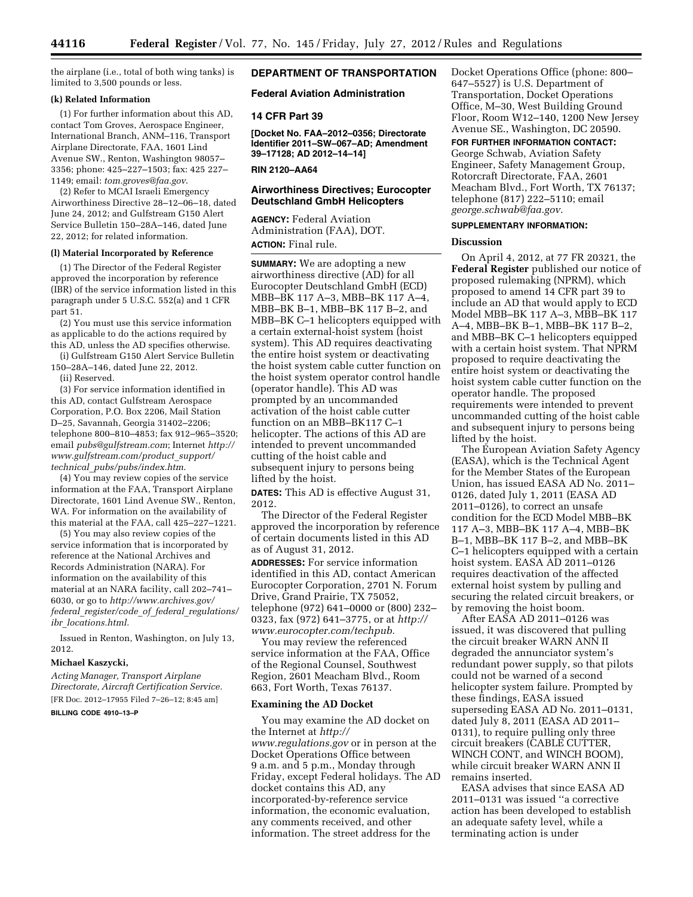the airplane (i.e., total of both wing tanks) is limited to 3,500 pounds or less.

**(k) Related Information**

(1) For further information about this AD, contact Tom Groves, Aerospace Engineer, International Branch, ANM–116, Transport Airplane Directorate, FAA, 1601 Lind Avenue SW., Renton, Washington 98057–3356; phone: 425–227–1503; fax: 425 227–1149; email: *tom.groves@faa.gov*.

(2) Refer to MCAI Israeli Emergency Airworthiness Directive 28–12–06–18, dated June 24, 2012; and Gulfstream G150 Alert Service Bulletin 150–28A–146, dated June 22, 2012; for related information.

**(l) Material Incorporated by Reference**

(1) The Director of the Federal Register approved the incorporation by reference (IBR) of the service information listed in this paragraph under 5 U.S.C. 552(a) and 1 CFR part 51.

(2) You must use this service information as applicable to do the actions required by this AD, unless the AD specifies otherwise.

(i) Gulfstream G150 Alert Service Bulletin 150–28A–146, dated June 22, 2012.

(ii) Reserved.

(3) For service information identified in this AD, contact Gulfstream Aerospace Corporation, P.O. Box 2206, Mail Station D–25, Savannah, Georgia 31402–2206; telephone 800–810–4853; fax 912–965–3520; email *pubs@gulfstream.com*; Internet *http://www.gulfstream.com/product_support/technical_pubs/pubs/index.htm*.

(4) You may review copies of the service information at the FAA, Transport Airplane Directorate, 1601 Lind Avenue SW., Renton, WA. For information on the availability of this material at the FAA, call 425–227–1221.

(5) You may also review copies of the service information that is incorporated by reference at the National Archives and Records Administration (NARA). For information on the availability of this material at an NARA facility, call 202–741–6030, or go to *http://www.archives.gov/federal_register/code_of_federal_regulations/ibr_locations.html*.

Issued in Renton, Washington, on July 13, 2012.

**Michael Kaszycki,**

*Acting Manager, Transport Airplane Directorate, Aircraft Certification Service.*

[FR Doc. 2012–17955 Filed 7–26–12; 8:45 am]

**BILLING CODE 4910–13–P**

## DEPARTMENT OF TRANSPORTATION

### Federal Aviation Administration

### 14 CFR Part 39

**[Docket No. FAA–2012–0356; Directorate Identifier 2011–SW–067–AD; Amendment 39–17128; AD 2012–14–14]**

**RIN 2120–AA64**

### Airworthiness Directives; Eurocopter Deutschland GmbH Helicopters

**AGENCY:** Federal Aviation Administration (FAA), DOT.

**ACTION:** Final rule.

**SUMMARY:** We are adopting a new airworthiness directive (AD) for all Eurocopter Deutschland GmbH (ECD) MBB–BK 117 A–3, MBB–BK 117 A–4, MBB–BK B–1, MBB–BK 117 B–2, and MBB–BK C–1 helicopters equipped with a certain external-hoist system (hoist system). This AD requires deactivating the entire hoist system or deactivating the hoist system cable cutter function on the hoist system operator control handle (operator handle). This AD was prompted by an uncommanded activation of the hoist cable cutter function on an MBB–BK117 C–1 helicopter. The actions of this AD are intended to prevent uncommanded cutting of the hoist cable and subsequent injury to persons being lifted by the hoist.

**DATES:** This AD is effective August 31, 2012.

The Director of the Federal Register approved the incorporation by reference of certain documents listed in this AD as of August 31, 2012.

**ADDRESSES:** For service information identified in this AD, contact American Eurocopter Corporation, 2701 N. Forum Drive, Grand Prairie, TX 75052, telephone (972) 641–0000 or (800) 232–0323, fax (972) 641–3775, or at *http://www.eurocopter.com/techpub*.

You may review the referenced service information at the FAA, Office of the Regional Counsel, Southwest Region, 2601 Meacham Blvd., Room 663, Fort Worth, Texas 76137.

**Examining the AD Docket**

You may examine the AD docket on the Internet at *http://www.regulations.gov* or in person at the Docket Operations Office between 9 a.m. and 5 p.m., Monday through Friday, except Federal holidays. The AD docket contains this AD, any incorporated-by-reference service information, the economic evaluation, any comments received, and other information. The street address for the Docket Operations Office (phone: 800–647–5527) is U.S. Department of Transportation, Docket Operations Office, M–30, West Building Ground Floor, Room W12–140, 1200 New Jersey Avenue SE., Washington, DC 20590.

**FOR FURTHER INFORMATION CONTACT:** George Schwab, Aviation Safety Engineer, Safety Management Group, Rotorcraft Directorate, FAA, 2601 Meacham Blvd., Fort Worth, TX 76137; telephone (817) 222–5110; email *george.schwab@faa.gov*.

**SUPPLEMENTARY INFORMATION:**

**Discussion**

On April 4, 2012, at 77 FR 20321, the **Federal Register** published our notice of proposed rulemaking (NPRM), which proposed to amend 14 CFR part 39 to include an AD that would apply to ECD Model MBB–BK 117 A–3, MBB–BK 117 A–4, MBB–BK B–1, MBB–BK 117 B–2, and MBB–BK C–1 helicopters equipped with a certain hoist system. That NPRM proposed to require deactivating the entire hoist system or deactivating the hoist system cable cutter function on the operator handle. The proposed requirements were intended to prevent uncommanded cutting of the hoist cable and subsequent injury to persons being lifted by the hoist.

The European Aviation Safety Agency (EASA), which is the Technical Agent for the Member States of the European Union, has issued EASA AD No. 2011–0126, dated July 1, 2011 (EASA AD 2011–0126), to correct an unsafe condition for the ECD Model MBB–BK 117 A–3, MBB–BK 117 A–4, MBB–BK B–1, MBB–BK 117 B–2, and MBB–BK C–1 helicopters equipped with a certain hoist system. EASA AD 2011–0126 requires deactivation of the affected external hoist system by pulling and securing the related circuit breakers, or by removing the hoist boom.

After EASA AD 2011–0126 was issued, it was discovered that pulling the circuit breaker WARN ANN II degraded the annunciator system's redundant power supply, so that pilots could not be warned of a second helicopter system failure. Prompted by these findings, EASA issued superseding EASA AD No. 2011–0131, dated July 8, 2011 (EASA AD 2011–0131), to require pulling only three circuit breakers (CABLE CUTTER, WINCH CONT, and WINCH BOOM), while circuit breaker WARN ANN II remains inserted.

EASA advises that since EASA AD 2011–0131 was issued ''a corrective action has been developed to establish an adequate safety level, while a terminating action is under